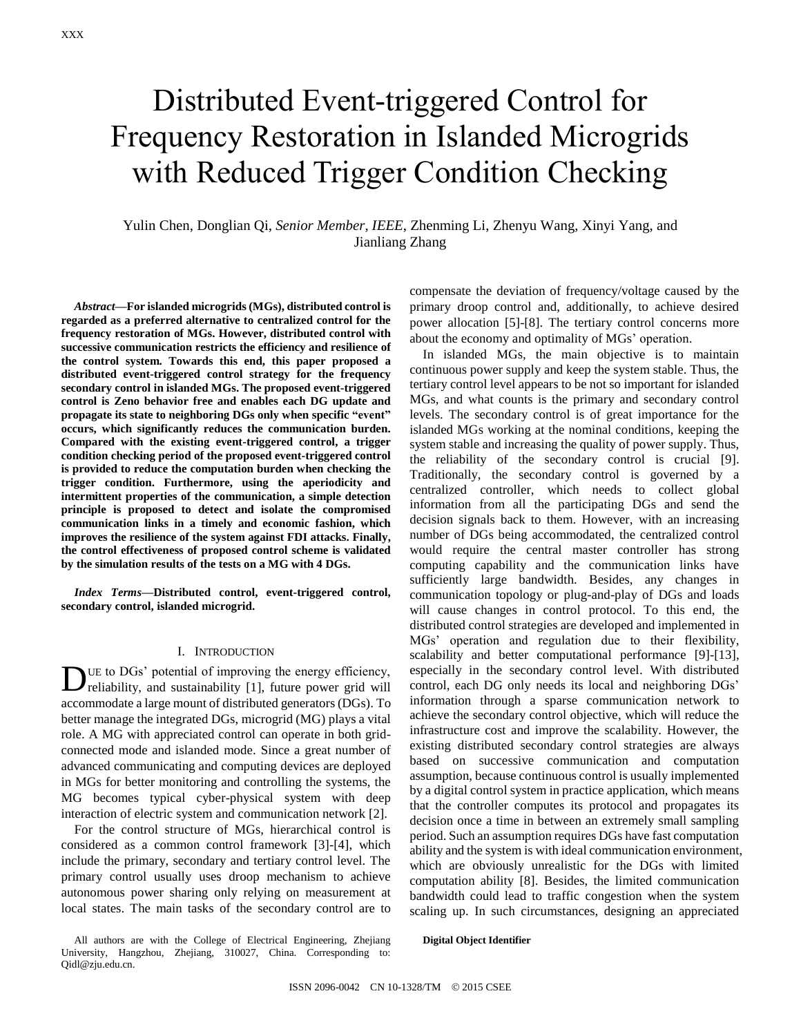# Distributed Event-triggered Control for Frequency Restoration in Islanded Microgrids with Reduced Trigger Condition Checking

Yulin Chen, Donglian Qi, *Senior Member*, *IEEE*, Zhenming Li, Zhenyu Wang, Xinyi Yang, and Jianliang Zhang

***Abstract*—For islanded microgrids (MGs), distributed control is regarded as a preferred alternative to centralized control for the frequency restoration of MGs. However, distributed control with successive communication restricts the efficiency and resilience of the control system. Towards this end, this paper proposed a distributed event-triggered control strategy for the frequency secondary control in islanded MGs. The proposed event-triggered control is Zeno behavior free and enables each DG update and propagate its state to neighboring DGs only when specific "event" occurs, which significantly reduces the communication burden. Compared with the existing event-triggered control, a trigger condition checking period of the proposed event-triggered control is provided to reduce the computation burden when checking the trigger condition. Furthermore, using the aperiodicity and intermittent properties of the communication, a simple detection principle is proposed to detect and isolate the compromised communication links in a timely and economic fashion, which improves the resilience of the system against FDI attacks. Finally, the control effectiveness of proposed control scheme is validated by the simulation results of the tests on a MG with 4 DGs.**

***Index Terms*—Distributed control, event-triggered control, secondary control, islanded microgrid.**

## I. Introduction

Due to DGs' potential of improving the energy efficiency, reliability, and sustainability [1], future power grid will accommodate a large mount of distributed generators (DGs). To better manage the integrated DGs, microgrid (MG) plays a vital role. A MG with appreciated control can operate in both grid-connected mode and islanded mode. Since a great number of advanced communicating and computing devices are deployed in MGs for better monitoring and controlling the systems, the MG becomes typical cyber-physical system with deep interaction of electric system and communication network [2].

For the control structure of MGs, hierarchical control is considered as a common control framework [3]-[4], which include the primary, secondary and tertiary control level. The primary control usually uses droop mechanism to achieve autonomous power sharing only relying on measurement at local states. The main tasks of the secondary control are to compensate the deviation of frequency/voltage caused by the primary droop control and, additionally, to achieve desired power allocation [5]-[8]. The tertiary control concerns more about the economy and optimality of MGs' operation.

In islanded MGs, the main objective is to maintain continuous power supply and keep the system stable. Thus, the tertiary control level appears to be not so important for islanded MGs, and what counts is the primary and secondary control levels. The secondary control is of great importance for the islanded MGs working at the nominal conditions, keeping the system stable and increasing the quality of power supply. Thus, the reliability of the secondary control is crucial [9]. Traditionally, the secondary control is governed by a centralized controller, which needs to collect global information from all the participating DGs and send the decision signals back to them. However, with an increasing number of DGs being accommodated, the centralized control would require the central master controller has strong computing capability and the communication links have sufficiently large bandwidth. Besides, any changes in communication topology or plug-and-play of DGs and loads will cause changes in control protocol. To this end, the distributed control strategies are developed and implemented in MGs' operation and regulation due to their flexibility, scalability and better computational performance [9]-[13], especially in the secondary control level. With distributed control, each DG only needs its local and neighboring DGs' information through a sparse communication network to achieve the secondary control objective, which will reduce the infrastructure cost and improve the scalability. However, the existing distributed secondary control strategies are always based on successive communication and computation assumption, because continuous control is usually implemented by a digital control system in practice application, which means that the controller computes its protocol and propagates its decision once a time in between an extremely small sampling period. Such an assumption requires DGs have fast computation ability and the system is with ideal communication environment, which are obviously unrealistic for the DGs with limited computation ability [8]. Besides, the limited communication bandwidth could lead to traffic congestion when the system scaling up. In such circumstances, designing an appreciated

All authors are with the College of Electrical Engineering, Zhejiang University, Hangzhou, Zhejiang, 310027, China. Corresponding to: Qidl@zju.edu.cn.

**Digital Object Identifier**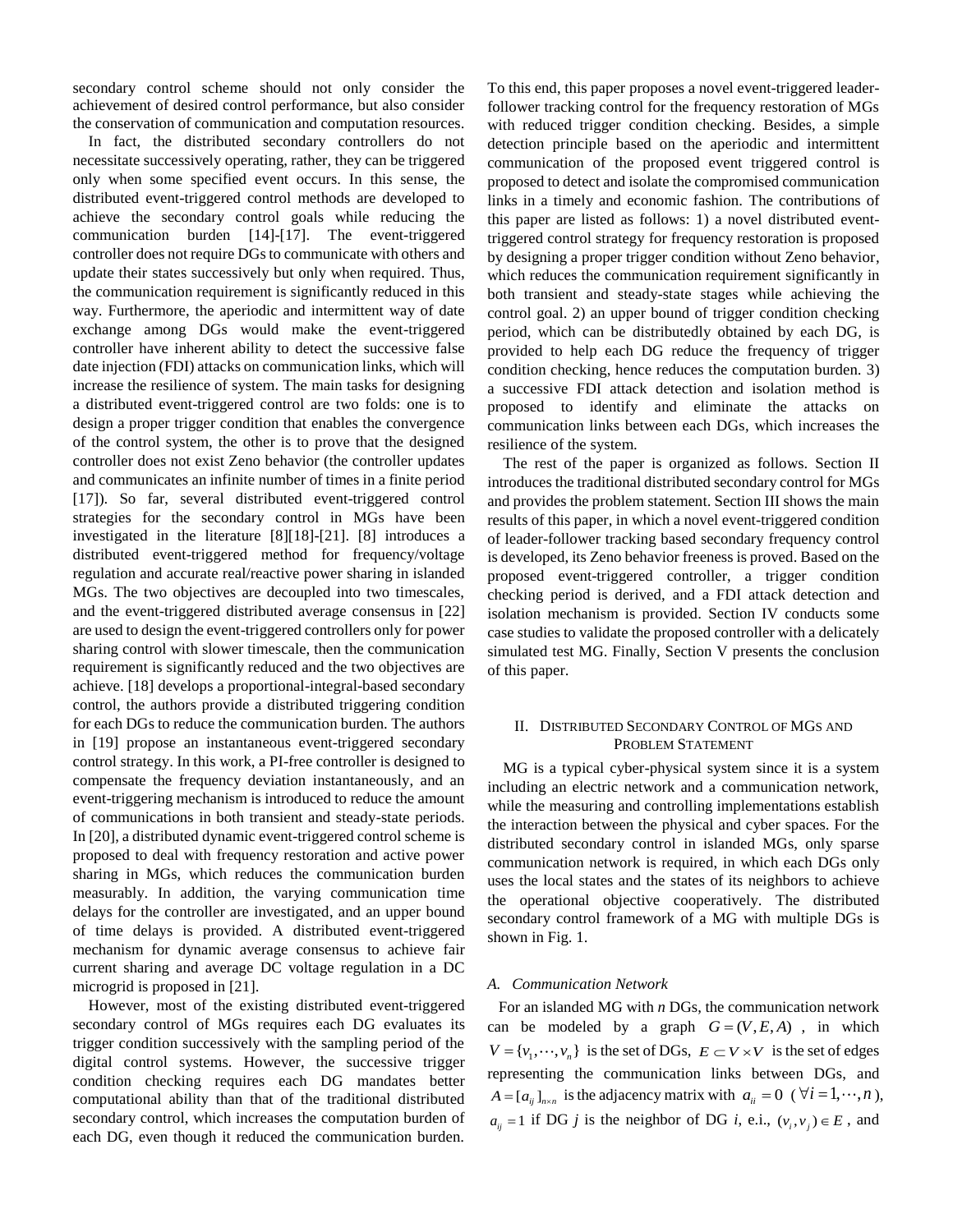secondary control scheme should not only consider the achievement of desired control performance, but also consider the conservation of communication and computation resources.

In fact, the distributed secondary controllers do not necessitate successively operating, rather, they can be triggered only when some specified event occurs. In this sense, the distributed event-triggered control methods are developed to achieve the secondary control goals while reducing the communication burden [14]-[17]. The event-triggered controller does not require DGs to communicate with others and update their states successively but only when required. Thus, the communication requirement is significantly reduced in this way. Furthermore, the aperiodic and intermittent way of date exchange among DGs would make the event-triggered controller have inherent ability to detect the successive false date injection (FDI) attacks on communication links, which will increase the resilience of system. The main tasks for designing a distributed event-triggered control are two folds: one is to design a proper trigger condition that enables the convergence of the control system, the other is to prove that the designed controller does not exist Zeno behavior (the controller updates and communicates an infinite number of times in a finite period [17]). So far, several distributed event-triggered control strategies for the secondary control in MGs have been investigated in the literature [8][18]-[21]. [8] introduces a distributed event-triggered method for frequency/voltage regulation and accurate real/reactive power sharing in islanded MGs. The two objectives are decoupled into two timescales, and the event-triggered distributed average consensus in [22] are used to design the event-triggered controllers only for power sharing control with slower timescale, then the communication requirement is significantly reduced and the two objectives are achieve. [18] develops a proportional-integral-based secondary control, the authors provide a distributed triggering condition for each DGs to reduce the communication burden. The authors in [19] propose an instantaneous event-triggered secondary control strategy. In this work, a PI-free controller is designed to compensate the frequency deviation instantaneously, and an event-triggering mechanism is introduced to reduce the amount of communications in both transient and steady-state periods. In [20], a distributed dynamic event-triggered control scheme is proposed to deal with frequency restoration and active power sharing in MGs, which reduces the communication burden measurably. In addition, the varying communication time delays for the controller are investigated, and an upper bound of time delays is provided. A distributed event-triggered mechanism for dynamic average consensus to achieve fair current sharing and average DC voltage regulation in a DC microgrid is proposed in [21].

However, most of the existing distributed event-triggered secondary control of MGs requires each DG evaluates its trigger condition successively with the sampling period of the digital control systems. However, the successive trigger condition checking requires each DG mandates better computational ability than that of the traditional distributed secondary control, which increases the computation burden of each DG, even though it reduced the communication burden. To this end, this paper proposes a novel event-triggered leader-follower tracking control for the frequency restoration of MGs with reduced trigger condition checking. Besides, a simple detection principle based on the aperiodic and intermittent communication of the proposed event triggered control is proposed to detect and isolate the compromised communication links in a timely and economic fashion. The contributions of this paper are listed as follows: 1) a novel distributed event-triggered control strategy for frequency restoration is proposed by designing a proper trigger condition without Zeno behavior, which reduces the communication requirement significantly in both transient and steady-state stages while achieving the control goal. 2) an upper bound of trigger condition checking period, which can be distributedly obtained by each DG, is provided to help each DG reduce the frequency of trigger condition checking, hence reduces the computation burden. 3) a successive FDI attack detection and isolation method is proposed to identify and eliminate the attacks on communication links between each DGs, which increases the resilience of the system.

The rest of the paper is organized as follows. Section II introduces the traditional distributed secondary control for MGs and provides the problem statement. Section III shows the main results of this paper, in which a novel event-triggered condition of leader-follower tracking based secondary frequency control is developed, its Zeno behavior freeness is proved. Based on the proposed event-triggered controller, a trigger condition checking period is derived, and a FDI attack detection and isolation mechanism is provided. Section IV conducts some case studies to validate the proposed controller with a delicately simulated test MG. Finally, Section V presents the conclusion of this paper.

## II. Distributed Secondary Control of MGs and Problem Statement

MG is a typical cyber-physical system since it is a system including an electric network and a communication network, while the measuring and controlling implementations establish the interaction between the physical and cyber spaces. For the distributed secondary control in islanded MGs, only sparse communication network is required, in which each DGs only uses the local states and the states of its neighbors to achieve the operational objective cooperatively. The distributed secondary control framework of a MG with multiple DGs is shown in Fig. 1.

### *A. Communication Network*

For an islanded MG with $n$ DGs, the communication network can be modeled by a graph $G = (V, E, A)$, in which $V = \{v_1, \cdots, v_n\}$ is the set of DGs, $E \subset V \times V$ is the set of edges representing the communication links between DGs, and $A = [a_{ij}]_{n\times n}$ is the adjacency matrix with $a_{ii} = 0$ ($\forall i = 1, \cdots, n$), $a_{ij} = 1$ if DG $j$ is the neighbor of DG $i$, e.i., $(v_i, v_j) \in E$, and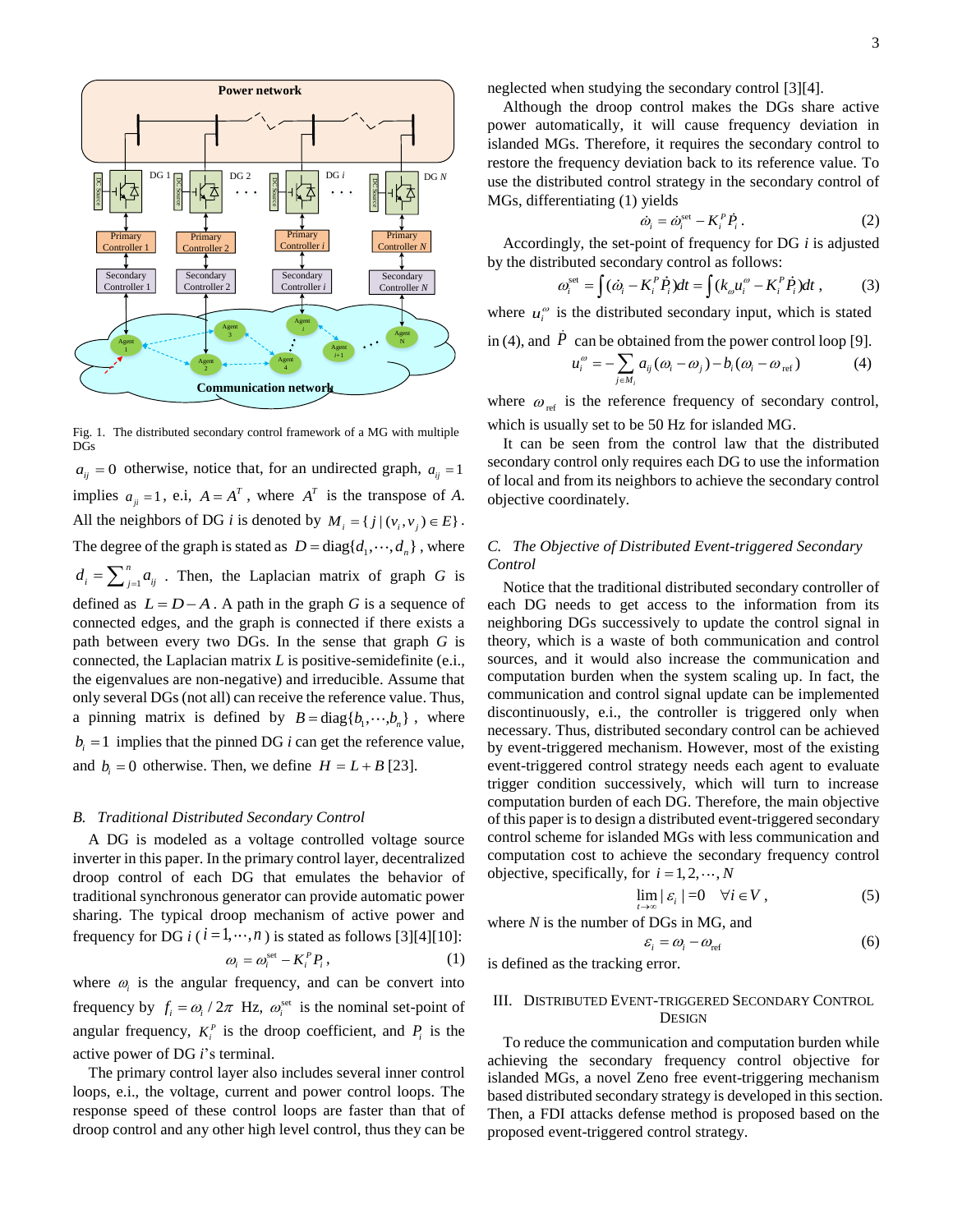Fig. 1. The distributed secondary control framework of a MG with multiple DGs

$a_{ij} = 0$ otherwise, notice that, for an undirected graph, $a_{ij} = 1$ implies $a_{ji} = 1$, e.i, $A = A^T$, where $A^T$ is the transpose of $A$. All the neighbors of DG $i$ is denoted by $M_i = \{ j \mid (v_i, v_j) \in E \}$. The degree of the graph is stated as $D = \text{diag}\{d_1, \cdots, d_n\}$, where $d_i = \sum_{j=1}^{n} a_{ij}$. Then, the Laplacian matrix of graph $G$ is defined as $L = D - A$. A path in the graph $G$ is a sequence of connected edges, and the graph is connected if there exists a path between every two DGs. In the sense that graph $G$ is connected, the Laplacian matrix $L$ is positive-semidefinite (e.i., the eigenvalues are non-negative) and irreducible. Assume that only several DGs (not all) can receive the reference value. Thus, a pinning matrix is defined by $B = \text{diag}\{b_1, \cdots, b_n\}$, where $b_i = 1$ implies that the pinned DG $i$ can get the reference value, and $b_i = 0$ otherwise. Then, we define $H = L + B$ [23].

### B. Traditional Distributed Secondary Control

A DG is modeled as a voltage controlled voltage source inverter in this paper. In the primary control layer, decentralized droop control of each DG that emulates the behavior of traditional synchronous generator can provide automatic power sharing. The typical droop mechanism of active power and frequency for DG $i$ ($i = 1, \cdots, n$) is stated as follows [3][4][10]:

$$\omega_i = \omega_i^{\text{set}} - K_i^P P_i , \tag{1}$$

where $\omega_i$ is the angular frequency, and can be convert into frequency by $f_i = \omega_i / 2\pi$ Hz, $\omega_i^{\text{set}}$ is the nominal set-point of angular frequency, $K_i^P$ is the droop coefficient, and $P_i$ is the active power of DG $i$'s terminal.

The primary control layer also includes several inner control loops, e.i., the voltage, current and power control loops. The response speed of these control loops are faster than that of droop control and any other high level control, thus they can be neglected when studying the secondary control [3][4].

Although the droop control makes the DGs share active power automatically, it will cause frequency deviation in islanded MGs. Therefore, it requires the secondary control to restore the frequency deviation back to its reference value. To use the distributed control strategy in the secondary control of MGs, differentiating (1) yields

$$\dot{\omega}_i = \dot{\omega}_i^{\text{set}} - K_i^P \dot{P}_i . \tag{2}$$

Accordingly, the set-point of frequency for DG $i$ is adjusted by the distributed secondary control as follows:

$$\omega_i^{\text{set}} = \int (\dot{\omega}_i - K_i^P \dot{P}_i) dt = \int (k_\omega u_i^\omega - K_i^P \dot{P}_i) dt , \tag{3}$$

where $u_i^\omega$ is the distributed secondary input, which is stated in (4), and $\dot{P}$ can be obtained from the power control loop [9].

$$u_i^\omega = -\sum_{j \in M_i} a_{ij} (\omega_i - \omega_j) - b_i (\omega_i - \omega_{\text{ref}}) \tag{4}$$

where $\omega_{\text{ref}}$ is the reference frequency of secondary control, which is usually set to be 50 Hz for islanded MG.

It can be seen from the control law that the distributed secondary control only requires each DG to use the information of local and from its neighbors to achieve the secondary control objective coordinately.

### C. The Objective of Distributed Event-triggered Secondary Control

Notice that the traditional distributed secondary controller of each DG needs to get access to the information from its neighboring DGs successively to update the control signal in theory, which is a waste of both communication and control sources, and it would also increase the communication and computation burden when the system scaling up. In fact, the communication and control signal update can be implemented discontinuously, e.i., the controller is triggered only when necessary. Thus, distributed secondary control can be achieved by event-triggered mechanism. However, most of the existing event-triggered control strategy needs each agent to evaluate trigger condition successively, which will turn to increase computation burden of each DG. Therefore, the main objective of this paper is to design a distributed event-triggered secondary control scheme for islanded MGs with less communication and computation cost to achieve the secondary frequency control objective, specifically, for $i = 1, 2, \cdots, N$

$$\lim_{t \to \infty} | \varepsilon_i | = 0 \quad \forall i \in V , \tag{5}$$

where $N$ is the number of DGs in MG, and

$$\varepsilon_i = \omega_i - \omega_{\text{ref}} \tag{6}$$

is defined as the tracking error.

## III. Distributed Event-triggered Secondary Control Design

To reduce the communication and computation burden while achieving the secondary frequency control objective for islanded MGs, a novel Zeno free event-triggering mechanism based distributed secondary strategy is developed in this section. Then, a FDI attacks defense method is proposed based on the proposed event-triggered control strategy.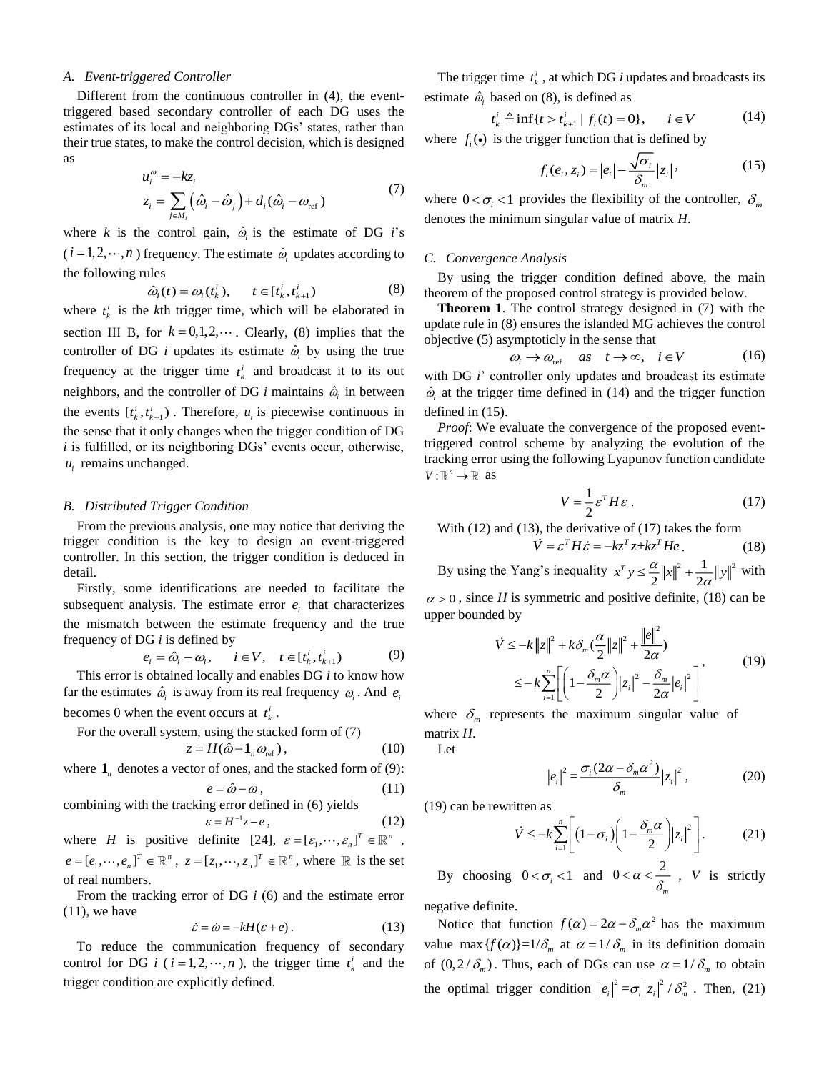### A. Event-triggered Controller

Different from the continuous controller in (4), the event-triggered based secondary controller of each DG uses the estimates of its local and neighboring DGs' states, rather than their true states, to make the control decision, which is designed as

$$
\begin{aligned}
&u_i^{\omega} = -kz_i \\
&z_i = \sum_{j\in M_i}\left(\hat{\omega}_i - \hat{\omega}_j\right) + d_i(\hat{\omega}_i - \omega_{\mathrm{ref}})
\end{aligned}
\tag{7}
$$

where $k$ is the control gain, $\hat{\omega}_i$ is the estimate of DG $i$'s ($i = 1, 2, \cdots, n$) frequency. The estimate $\hat{\omega}_i$ updates according to the following rules

$$
\hat{\omega}_i(t) = \omega_i(t_k^i), \qquad t \in [t_k^i, t_{k+1}^i) \tag{8}
$$

where $t_k^i$ is the $k$th trigger time, which will be elaborated in section III B, for $k = 0, 1, 2, \cdots$. Clearly, (8) implies that the controller of DG $i$ updates its estimate $\hat{\omega}_i$ by using the true frequency at the trigger time $t_k^i$ and broadcast it to its out neighbors, and the controller of DG $i$ maintains $\hat{\omega}_i$ in between the events $[t_k^i, t_{k+1}^i)$. Therefore, $u_i$ is piecewise continuous in the sense that it only changes when the trigger condition of DG $i$ is fulfilled, or its neighboring DGs' events occur, otherwise, $u_i$ remains unchanged.

### B. Distributed Trigger Condition

From the previous analysis, one may notice that deriving the trigger condition is the key to design an event-triggered controller. In this section, the trigger condition is deduced in detail.

Firstly, some identifications are needed to facilitate the subsequent analysis. The estimate error $e_i$ that characterizes the mismatch between the estimate frequency and the true frequency of DG $i$ is defined by

$$
e_i = \hat{\omega}_i - \omega_i, \qquad i \in V, \quad t \in [t_k^i, t_{k+1}^i) \tag{9}
$$

This error is obtained locally and enables DG $i$ to know how far the estimates $\hat{\omega}_i$ is away from its real frequency $\omega_i$. And $e_i$ becomes 0 when the event occurs at $t_k^i$.

For the overall system, using the stacked form of (7)

$$
z = H(\hat{\omega} - \mathbf{1}_n \omega_{\mathrm{ref}}), \tag{10}
$$

where $\mathbf{1}_n$ denotes a vector of ones, and the stacked form of (9):

$$
e = \hat{\omega} - \omega, \tag{11}
$$

combining with the tracking error defined in (6) yields

$$
\varepsilon = H^{-1}z - e, \tag{12}
$$

where $H$ is positive definite [24], $\varepsilon = [\varepsilon_1, \cdots, \varepsilon_n]^T \in \mathbb{R}^n$, $e = [e_1, \cdots, e_n]^T \in \mathbb{R}^n$, $z = [z_1, \cdots, z_n]^T \in \mathbb{R}^n$, where $\mathbb{R}$ is the set of real numbers.

From the tracking error of DG $i$ (6) and the estimate error (11), we have

$$
\dot{\varepsilon} = \dot{\omega} = -kH(\varepsilon + e). \tag{13}
$$

To reduce the communication frequency of secondary control for DG $i$ ($i = 1, 2, \cdots, n$), the trigger time $t_k^i$ and the trigger condition are explicitly defined.

The trigger time $t_k^i$, at which DG $i$ updates and broadcasts its estimate $\hat{\omega}_i$ based on (8), is defined as

$$
t_k^i \triangleq \inf\{t > t_{k+1}^i \mid f_i(t) = 0\}, \qquad i \in V \tag{14}
$$

where $f_i(\bullet)$ is the trigger function that is defined by

$$
f_i(e_i, z_i) = |e_i| - \frac{\sqrt{\sigma_i}}{\delta_m}|z_i|, \tag{15}
$$

where $0 < \sigma_i < 1$ provides the flexibility of the controller, $\delta_m$ denotes the minimum singular value of matrix $H$.

### C. Convergence Analysis

By using the trigger condition defined above, the main theorem of the proposed control strategy is provided below.

**Theorem 1**. The control strategy designed in (7) with the update rule in (8) ensures the islanded MG achieves the control objective (5) asymptoticly in the sense that

$$
\omega_i \to \omega_{\mathrm{ref}} \quad as \quad t \to \infty, \quad i \in V \tag{16}
$$

with DG $i$' controller only updates and broadcast its estimate $\hat{\omega}_i$ at the trigger time defined in (14) and the trigger function defined in (15).

*Proof*: We evaluate the convergence of the proposed event-triggered control scheme by analyzing the evolution of the tracking error using the following Lyapunov function candidate $V : \mathbb{R}^n \to \mathbb{R}$ as

$$
V = \frac{1}{2}\varepsilon^T H \varepsilon. \tag{17}
$$

With (12) and (13), the derivative of (17) takes the form

$$
\dot{V} = \varepsilon^T H \dot{\varepsilon} = -kz^T z + kz^T He. \tag{18}
$$

By using the Yang's inequality $x^T y \le \frac{\alpha}{2}\|x\|^2 + \frac{1}{2\alpha}\|y\|^2$ with $\alpha > 0$, since $H$ is symmetric and positive definite, (18) can be upper bounded by

$$
\begin{aligned}
\dot{V} &\le -k\|z\|^2 + k\delta_m\left(\frac{\alpha}{2}\|z\|^2 + \frac{\|e\|^2}{2\alpha}\right) \\
&\le -k\sum_{i=1}^{n}\left[\left(1 - \frac{\delta_m \alpha}{2}\right)|z_i|^2 - \frac{\delta_m}{2\alpha}|e_i|^2\right]
\end{aligned}
, \tag{19}
$$

where $\delta_m$ represents the maximum singular value of matrix $H$.

Let

$$
|e_i|^2 = \frac{\sigma_i(2\alpha - \delta_m \alpha^2)}{\delta_m}|z_i|^2, \tag{20}
$$

(19) can be rewritten as

$$
\dot{V} \le -k\sum_{i=1}^{n}\left[\left(1 - \sigma_i\right)\left(1 - \frac{\delta_m \alpha}{2}\right)|z_i|^2\right]. \tag{21}
$$

By choosing $0 < \sigma_i < 1$ and $0 < \alpha < \frac{2}{\delta_m}$, $V$ is strictly negative definite.

Notice that function $f(\alpha) = 2\alpha - \delta_m \alpha^2$ has the maximum value $\max\{f(\alpha)\} = 1/\delta_m$ at $\alpha = 1/\delta_m$ in its definition domain of $(0, 2/\delta_m)$. Thus, each of DGs can use $\alpha = 1/\delta_m$ to obtain the optimal trigger condition $|e_i|^2 = \sigma_i|z_i|^2/\delta_m^2$. Then, (21)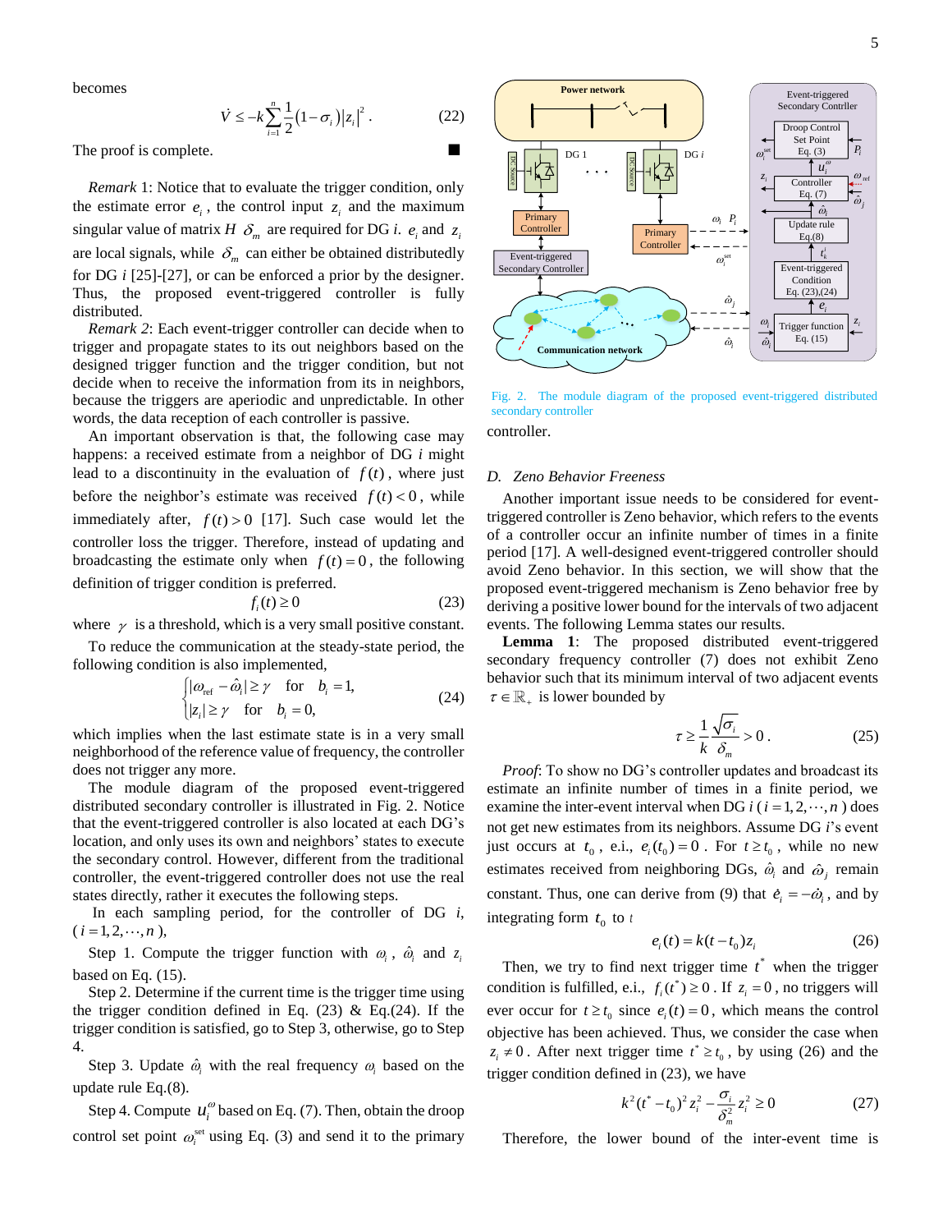becomes

$$\dot{V} \le -k\sum_{i=1}^{n}\frac{1}{2}(1-\sigma_i)|z_i|^2. \tag{22}$$

The proof is complete. ■

*Remark* 1: Notice that to evaluate the trigger condition, only the estimate error $e_i$, the control input $z_i$ and the maximum singular value of matrix $H$ $\delta_m$ are required for DG $i$. $e_i$ and $z_i$ are local signals, while $\delta_m$ can either be obtained distributedly for DG $i$ [25]-[27], or can be enforced a prior by the designer. Thus, the proposed event-triggered controller is fully distributed.

*Remark 2*: Each event-trigger controller can decide when to trigger and propagate states to its out neighbors based on the designed trigger function and the trigger condition, but not decide when to receive the information from its in neighbors, because the triggers are aperiodic and unpredictable. In other words, the data reception of each controller is passive.

An important observation is that, the following case may happens: a received estimate from a neighbor of DG $i$ might lead to a discontinuity in the evaluation of $f(t)$, where just before the neighbor's estimate was received $f(t) < 0$, while immediately after, $f(t) > 0$ [17]. Such case would let the controller loss the trigger. Therefore, instead of updating and broadcasting the estimate only when $f(t) = 0$, the following definition of trigger condition is preferred.

$$f_i(t) \ge 0 \tag{23}$$

where $\gamma$ is a threshold, which is a very small positive constant.

To reduce the communication at the steady-state period, the following condition is also implemented,

$$\begin{cases} |\omega_{\text{ref}} - \hat{\omega}_i| \ge \gamma & \text{for} \quad b_i = 1, \\ |z_i| \ge \gamma & \text{for} \quad b_i = 0, \end{cases} \tag{24}$$

which implies when the last estimate state is in a very small neighborhood of the reference value of frequency, the controller does not trigger any more.

The module diagram of the proposed event-triggered distributed secondary controller is illustrated in Fig. 2. Notice that the event-triggered controller is also located at each DG's location, and only uses its own and neighbors' states to execute the secondary control. However, different from the traditional controller, the event-triggered controller does not use the real states directly, rather it executes the following steps.

In each sampling period, for the controller of DG $i$, ($i = 1, 2, \cdots, n$),

Step 1. Compute the trigger function with $\omega_i$, $\hat{\omega}_i$ and $z_i$ based on Eq. (15).

Step 2. Determine if the current time is the trigger time using the trigger condition defined in Eq. (23) & Eq.(24). If the trigger condition is satisfied, go to Step 3, otherwise, go to Step 4.

Step 3. Update $\hat{\omega}_i$ with the real frequency $\omega_i$ based on the update rule Eq.(8).

Step 4. Compute $u_i^{\omega}$ based on Eq. (7). Then, obtain the droop control set point $\omega_i^{\text{set}}$ using Eq. (3) and send it to the primary controller.

Fig. 2. The module diagram of the proposed event-triggered distributed secondary controller

### D. Zeno Behavior Freeness

Another important issue needs to be considered for event-triggered controller is Zeno behavior, which refers to the events of a controller occur an infinite number of times in a finite period [17]. A well-designed event-triggered controller should avoid Zeno behavior. In this section, we will show that the proposed event-triggered mechanism is Zeno behavior free by deriving a positive lower bound for the intervals of two adjacent events. The following Lemma states our results.

**Lemma 1**: The proposed distributed event-triggered secondary frequency controller (7) does not exhibit Zeno behavior such that its minimum interval of two adjacent events $\tau \in \mathbb{R}_+$ is lower bounded by

$$\tau \ge \frac{1}{k}\frac{\sqrt{\sigma_i}}{\delta_m} > 0. \tag{25}$$

*Proof*: To show no DG's controller updates and broadcasts its estimate an infinite number of times in a finite period, we examine the inter-event interval when DG $i$ ($i = 1, 2, \cdots, n$) does not get new estimates from its neighbors. Assume DG $i$'s event just occurs at $t_0$, e.i., $e_i(t_0) = 0$. For $t \ge t_0$, while no new estimates received from neighboring DGs, $\hat{\omega}_i$ and $\hat{\omega}_j$ remain constant. Thus, one can derive from (9) that $\dot{e}_i = -\dot{\omega}_i$, and by integrating form $t_0$ to $t$

$$e_i(t) = k(t - t_0)z_i \tag{26}$$

Then, we try to find next trigger time $t^*$ when the trigger condition is fulfilled, e.i., $f_i(t^*) \ge 0$. If $z_i = 0$, no triggers will ever occur for $t \ge t_0$ since $e_i(t) = 0$, which means the control objective has been achieved. Thus, we consider the case when $z_i \ne 0$. After next trigger time $t^* \ge t_0$, by using (26) and the trigger condition defined in (23), we have

$$k^2(t^* - t_0)^2 z_i^2 - \frac{\sigma_i}{\delta_m^2} z_i^2 \ge 0 \tag{27}$$

Therefore, the lower bound of the inter-event time is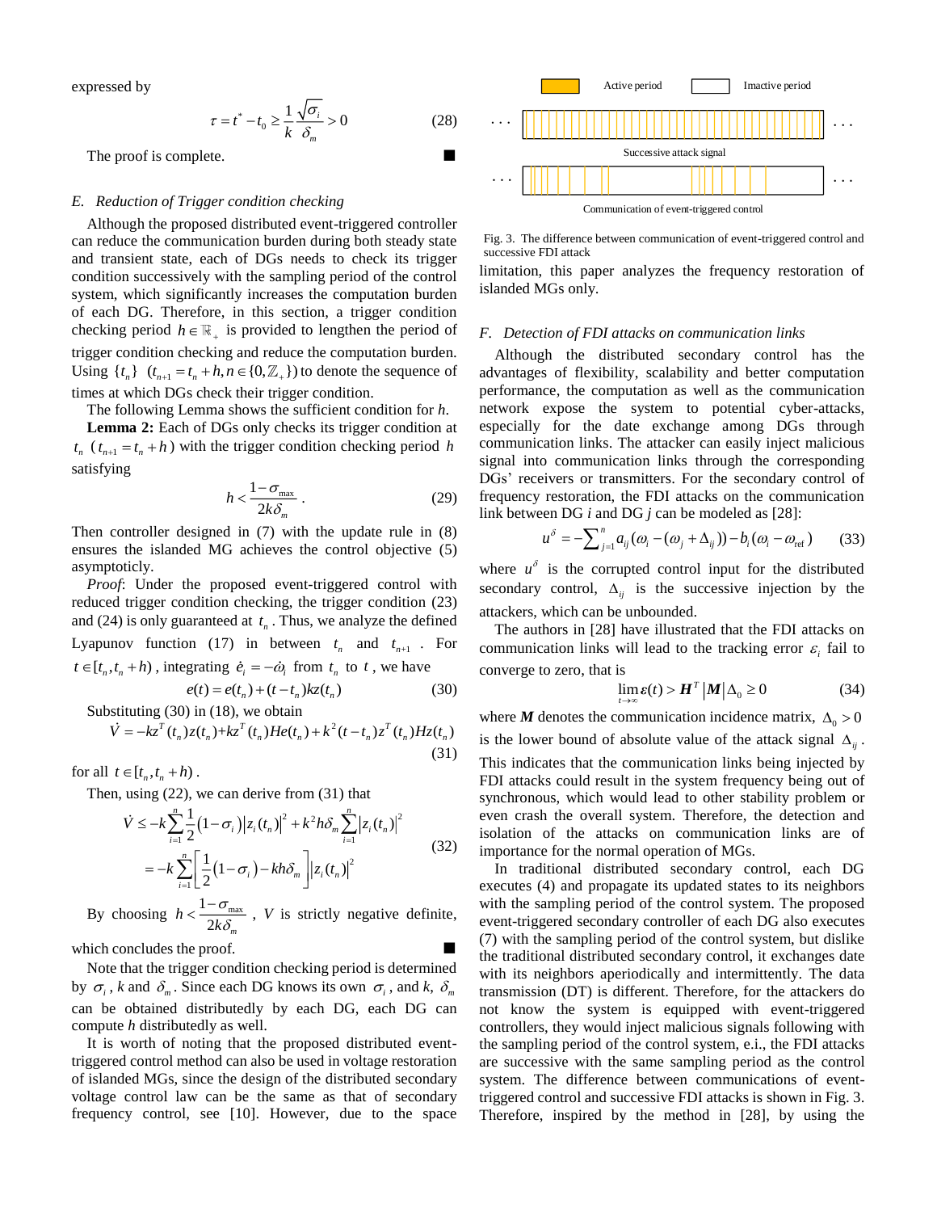expressed by

$$\tau = t^* - t_0 \geq \frac{1}{k}\frac{\sqrt{\sigma_i}}{\delta_m} > 0 \tag{28}$$

The proof is complete. ■

### *E. Reduction of Trigger condition checking*

Although the proposed distributed event-triggered controller can reduce the communication burden during both steady state and transient state, each of DGs needs to check its trigger condition successively with the sampling period of the control system, which significantly increases the computation burden of each DG. Therefore, in this section, a trigger condition checking period $h \in \mathbb{R}_+$ is provided to lengthen the period of trigger condition checking and reduce the computation burden. Using $\{t_n\}$ $(t_{n+1} = t_n + h, n \in \{0, \mathbb{Z}_+\})$ to denote the sequence of times at which DGs check their trigger condition.

The following Lemma shows the sufficient condition for *h*.

**Lemma 2:** Each of DGs only checks its trigger condition at $t_n$ $(t_{n+1} = t_n + h)$ with the trigger condition checking period $h$ satisfying

$$h < \frac{1-\sigma_{\max}}{2k\delta_m}. \tag{29}$$

Then controller designed in (7) with the update rule in (8) ensures the islanded MG achieves the control objective (5) asymptoticly.

*Proof*: Under the proposed event-triggered control with reduced trigger condition checking, the trigger condition (23) and (24) is only guaranteed at $t_n$. Thus, we analyze the defined Lyapunov function (17) in between $t_n$ and $t_{n+1}$. For $t \in [t_n, t_n + h)$, integrating $\dot{e}_i = -\dot{\omega}_i$ from $t_n$ to $t$, we have

$$e(t) = e(t_n) + (t - t_n)kz(t_n) \tag{30}$$

Substituting (30) in (18), we obtain

$$\dot{V} = -kz^T(t_n)z(t_n) + kz^T(t_n)He(t_n) + k^2(t-t_n)z^T(t_n)Hz(t_n) \tag{31}$$

for all $t \in [t_n, t_n + h)$.

Then, using (22), we can derive from (31) that

$$\begin{aligned}\dot{V} &\leq -k\sum_{i=1}^{n}\frac{1}{2}(1-\sigma_i)|z_i(t_n)|^2 + k^2h\delta_m\sum_{i=1}^{n}|z_i(t_n)|^2 \\ &= -k\sum_{i=1}^{n}\left[\frac{1}{2}(1-\sigma_i) - kh\delta_m\right]|z_i(t_n)|^2\end{aligned} \tag{32}$$

By choosing $h < \frac{1-\sigma_{\max}}{2k\delta_m}$, $V$ is strictly negative definite, which concludes the proof. ■

Note that the trigger condition checking period is determined by $\sigma_i$, $k$ and $\delta_m$. Since each DG knows its own $\sigma_i$, and $k$, $\delta_m$ can be obtained distributedly by each DG, each DG can compute $h$ distributedly as well.

It is worth of noting that the proposed distributed event-triggered control method can also be used in voltage restoration of islanded MGs, since the design of the distributed secondary voltage control law can be the same as that of secondary frequency control, see [10]. However, due to the space limitation, this paper analyzes the frequency restoration of islanded MGs only.

Fig. 3. The difference between communication of event-triggered control and successive FDI attack

### *F. Detection of FDI attacks on communication links*

Although the distributed secondary control has the advantages of flexibility, scalability and better computation performance, the computation as well as the communication network expose the system to potential cyber-attacks, especially for the date exchange among DGs through communication links. The attacker can easily inject malicious signal into communication links through the corresponding DGs' receivers or transmitters. For the secondary control of frequency restoration, the FDI attacks on the communication link between DG *i* and DG *j* can be modeled as [28]:

$$u^{\delta} = -\sum_{j=1}^{n} a_{ij}(\omega_i - (\omega_j + \Delta_{ij})) - b_i(\omega_i - \omega_{\text{ref}}) \tag{33}$$

where $u^{\delta}$ is the corrupted control input for the distributed secondary control, $\Delta_{ij}$ is the successive injection by the attackers, which can be unbounded.

The authors in [28] have illustrated that the FDI attacks on communication links will lead to the tracking error $\varepsilon_i$ fail to converge to zero, that is

$$\lim_{t\to\infty}\varepsilon(t) > \boldsymbol{H}^T|\boldsymbol{M}|\Delta_0 \geq 0 \tag{34}$$

where $\boldsymbol{M}$ denotes the communication incidence matrix, $\Delta_0 > 0$ is the lower bound of absolute value of the attack signal $\Delta_{ij}$. This indicates that the communication links being injected by FDI attacks could result in the system frequency being out of synchronous, which would lead to other stability problem or even crash the overall system. Therefore, the detection and isolation of the attacks on communication links are of importance for the normal operation of MGs.

In traditional distributed secondary control, each DG executes (4) and propagate its updated states to its neighbors with the sampling period of the control system. The proposed event-triggered secondary controller of each DG also executes (7) with the sampling period of the control system, but dislike the traditional distributed secondary control, it exchanges date with its neighbors aperiodically and intermittently. The data transmission (DT) is different. Therefore, for the attackers do not know the system is equipped with event-triggered controllers, they would inject malicious signals following with the sampling period of the control system, e.i., the FDI attacks are successive with the same sampling period as the control system. The difference between communications of event-triggered control and successive FDI attacks is shown in Fig. 3. Therefore, inspired by the method in [28], by using the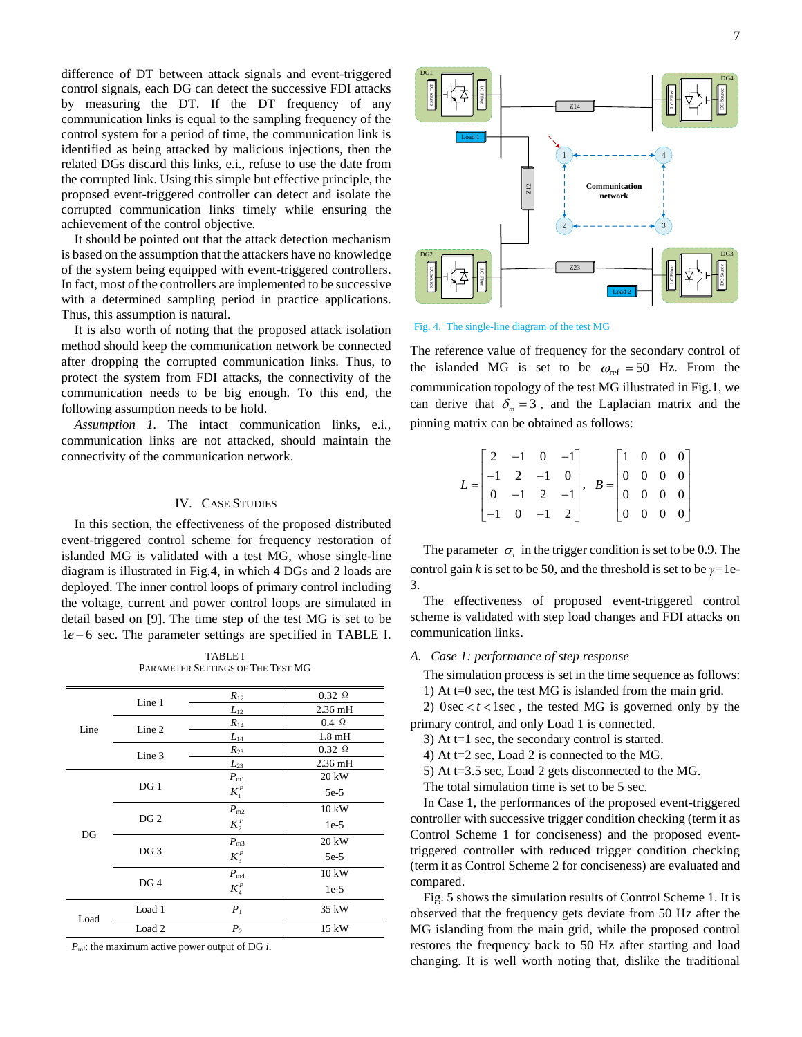difference of DT between attack signals and event-triggered control signals, each DG can detect the successive FDI attacks by measuring the DT. If the DT frequency of any communication links is equal to the sampling frequency of the control system for a period of time, the communication link is identified as being attacked by malicious injections, then the related DGs discard this links, e.i., refuse to use the date from the corrupted link. Using this simple but effective principle, the proposed event-triggered controller can detect and isolate the corrupted communication links timely while ensuring the achievement of the control objective.

It should be pointed out that the attack detection mechanism is based on the assumption that the attackers have no knowledge of the system being equipped with event-triggered controllers. In fact, most of the controllers are implemented to be successive with a determined sampling period in practice applications. Thus, this assumption is natural.

It is also worth of noting that the proposed attack isolation method should keep the communication network be connected after dropping the corrupted communication links. Thus, to protect the system from FDI attacks, the connectivity of the communication needs to be big enough. To this end, the following assumption needs to be hold.

*Assumption 1.* The intact communication links, e.i., communication links are not attacked, should maintain the connectivity of the communication network.

## IV. Case Studies

In this section, the effectiveness of the proposed distributed event-triggered control scheme for frequency restoration of islanded MG is validated with a test MG, whose single-line diagram is illustrated in Fig.4, in which 4 DGs and 2 loads are deployed. The inner control loops of primary control including the voltage, current and power control loops are simulated in detail based on [9]. The time step of the test MG is set to be $1e-6$ sec. The parameter settings are specified in TABLE I.

TABLE I
Parameter Settings of The Test MG

| | | | |
|---|---|---|---|
| Line | Line 1 | $R_{12}$ | 0.32 Ω |
| | | $L_{12}$ | 2.36 mH |
| | Line 2 | $R_{14}$ | 0.4 Ω |
| | | $L_{14}$ | 1.8 mH |
| | Line 3 | $R_{23}$ | 0.32 Ω |
| | | $L_{23}$ | 2.36 mH |
| DG | DG 1 | $P_{m1}$ | 20 kW |
| | | $K_1^P$ | 5e-5 |
| | DG 2 | $P_{m2}$ | 10 kW |
| | | $K_2^P$ | 1e-5 |
| | DG 3 | $P_{m3}$ | 20 kW |
| | | $K_3^P$ | 5e-5 |
| | DG 4 | $P_{m4}$ | 10 kW |
| | | $K_4^P$ | 1e-5 |
| Load | Load 1 | $P_1$ | 35 kW |
| | Load 2 | $P_2$ | 15 kW |

$P_{mi}$: the maximum active power output of DG $i$.

Fig. 4. The single-line diagram of the test MG

The reference value of frequency for the secondary control of the islanded MG is set to be $\omega_{\text{ref}} = 50$ Hz. From the communication topology of the test MG illustrated in Fig.1, we can derive that $\delta_m = 3$, and the Laplacian matrix and the pinning matrix can be obtained as follows:

$$L = \begin{bmatrix} 2 & -1 & 0 & -1 \\ -1 & 2 & -1 & 0 \\ 0 & -1 & 2 & -1 \\ -1 & 0 & -1 & 2 \end{bmatrix}, \quad B = \begin{bmatrix} 1 & 0 & 0 & 0 \\ 0 & 0 & 0 & 0 \\ 0 & 0 & 0 & 0 \\ 0 & 0 & 0 & 0 \end{bmatrix}$$

The parameter $\sigma_i$ in the trigger condition is set to be 0.9. The control gain $k$ is set to be 50, and the threshold is set to be $\gamma$=1e-3.

The effectiveness of proposed event-triggered control scheme is validated with step load changes and FDI attacks on communication links.

### A. Case 1: performance of step response

The simulation process is set in the time sequence as follows:

1) At t=0 sec, the test MG is islanded from the main grid.

2) $0\,\text{sec} < t < 1\text{sec}$, the tested MG is governed only by the primary control, and only Load 1 is connected.

3) At t=1 sec, the secondary control is started.

4) At t=2 sec, Load 2 is connected to the MG.

5) At t=3.5 sec, Load 2 gets disconnected to the MG.

The total simulation time is set to be 5 sec.

In Case 1, the performances of the proposed event-triggered controller with successive trigger condition checking (term it as Control Scheme 1 for conciseness) and the proposed event-triggered controller with reduced trigger condition checking (term it as Control Scheme 2 for conciseness) are evaluated and compared.

Fig. 5 shows the simulation results of Control Scheme 1. It is observed that the frequency gets deviate from 50 Hz after the MG islanding from the main grid, while the proposed control restores the frequency back to 50 Hz after starting and load changing. It is well worth noting that, dislike the traditional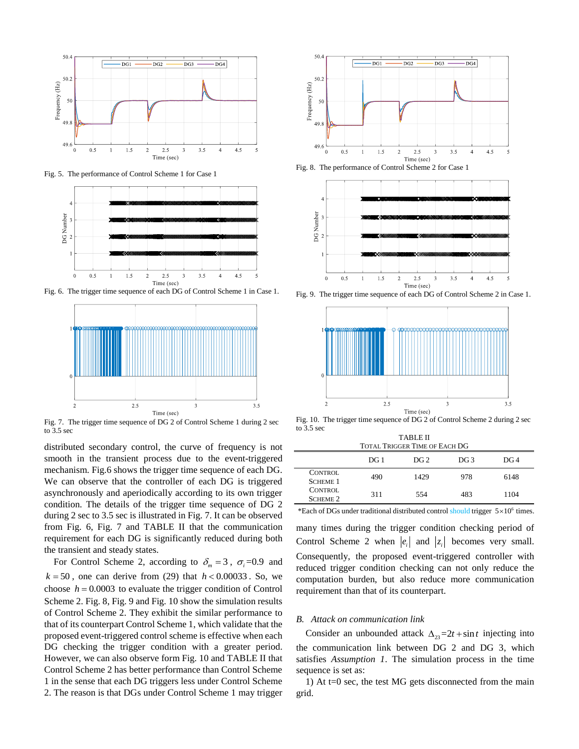Fig. 5. The performance of Control Scheme 1 for Case 1

Fig. 6. The trigger time sequence of each DG of Control Scheme 1 in Case 1.

Fig. 7. The trigger time sequence of DG 2 of Control Scheme 1 during 2 sec to 3.5 sec

distributed secondary control, the curve of frequency is not smooth in the transient process due to the event-triggered mechanism. Fig.6 shows the trigger time sequence of each DG. We can observe that the controller of each DG is triggered asynchronously and aperiodically according to its own trigger condition. The details of the trigger time sequence of DG 2 during 2 sec to 3.5 sec is illustrated in Fig. 7. It can be observed from Fig. 6, Fig. 7 and TABLE II that the communication requirement for each DG is significantly reduced during both the transient and steady states.

For Control Scheme 2, according to $\delta_m = 3$, $\sigma_i$=0.9 and $k = 50$, one can derive from (29) that $h < 0.00033$. So, we choose $h = 0.0003$ to evaluate the trigger condition of Control Scheme 2. Fig. 8, Fig. 9 and Fig. 10 show the simulation results of Control Scheme 2. They exhibit the similar performance to that of its counterpart Control Scheme 1, which validate that the proposed event-triggered control scheme is effective when each DG checking the trigger condition with a greater period. However, we can also observe form Fig. 10 and TABLE II that Control Scheme 2 has better performance than Control Scheme 1 in the sense that each DG triggers less under Control Scheme 2. The reason is that DGs under Control Scheme 1 may trigger many times during the trigger condition checking period of Control Scheme 2 when $|e_i|$ and $|z_i|$ becomes very small. Consequently, the proposed event-triggered controller with reduced trigger condition checking can not only reduce the computation burden, but also reduce more communication requirement than that of its counterpart.

Fig. 8. The performance of Control Scheme 2 for Case 1

Fig. 9. The trigger time sequence of each DG of Control Scheme 2 in Case 1.

Fig. 10. The trigger time sequence of DG 2 of Control Scheme 2 during 2 sec to 3.5 sec

TABLE II
TOTAL TRIGGER TIME OF EACH DG

| | DG 1 | DG 2 | DG 3 | DG 4 |
|---|---|---|---|---|
| CONTROL SCHEME 1 | 490 | 1429 | 978 | 6148 |
| CONTROL SCHEME 2 | 311 | 554 | 483 | 1104 |

*Each of DGs under traditional distributed control should trigger $5{\times}10^6$ times.

### B. Attack on communication link

Consider an unbounded attack $\Delta_{23}{=}2t + \sin t$ injecting into the communication link between DG 2 and DG 3, which satisfies *Assumption 1*. The simulation process in the time sequence is set as:

1) At t=0 sec, the test MG gets disconnected from the main grid.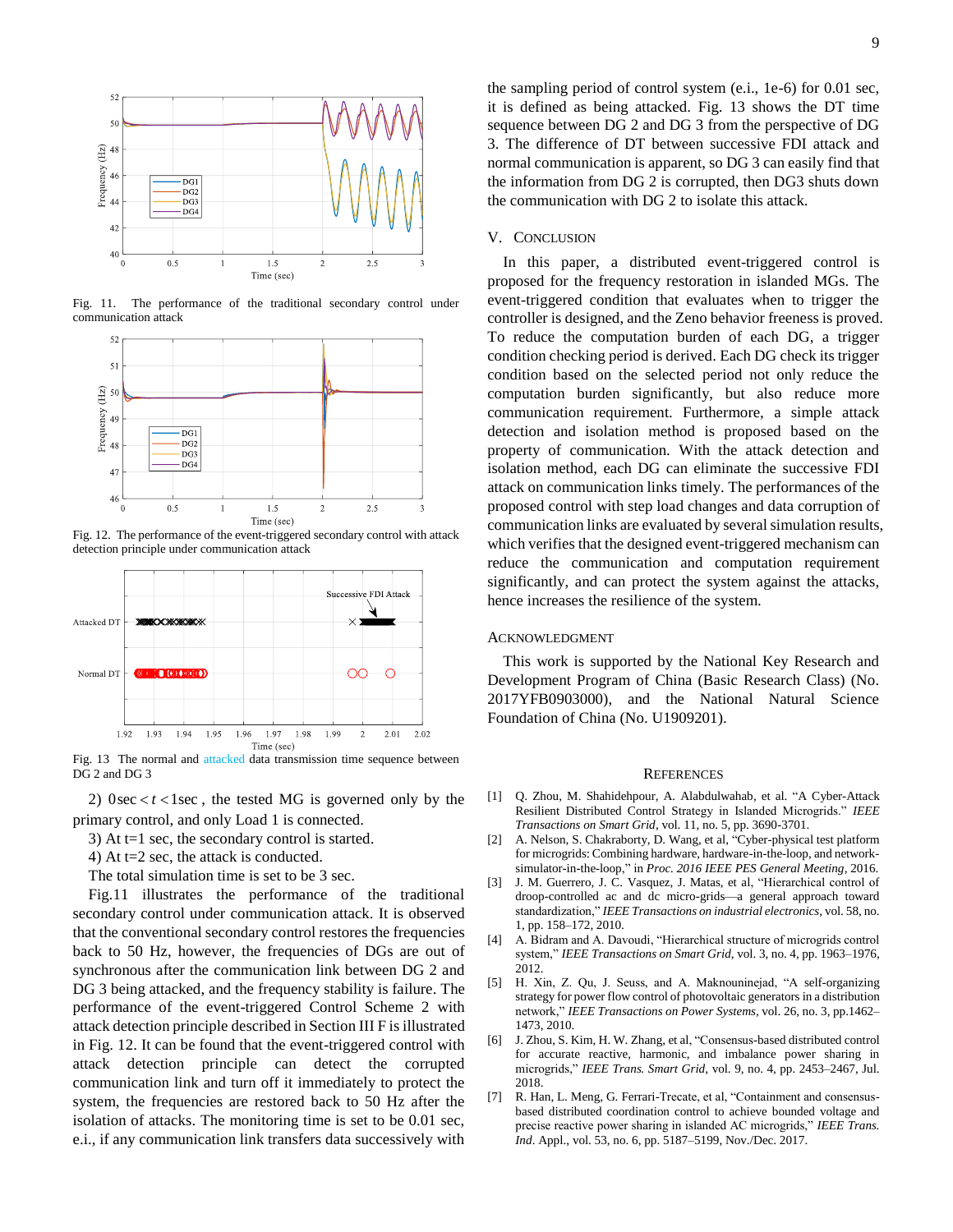Fig. 11. The performance of the traditional secondary control under communication attack

Fig. 12. The performance of the event-triggered secondary control with attack detection principle under communication attack

Fig. 13 The normal and attacked data transmission time sequence between DG 2 and DG 3

2) $0\text{sec} < t < 1\text{sec}$, the tested MG is governed only by the primary control, and only Load 1 is connected.

3) At t=1 sec, the secondary control is started.

4) At t=2 sec, the attack is conducted.

The total simulation time is set to be 3 sec.

Fig.11 illustrates the performance of the traditional secondary control under communication attack. It is observed that the conventional secondary control restores the frequencies back to 50 Hz, however, the frequencies of DGs are out of synchronous after the communication link between DG 2 and DG 3 being attacked, and the frequency stability is failure. The performance of the event-triggered Control Scheme 2 with attack detection principle described in Section III F is illustrated in Fig. 12. It can be found that the event-triggered control with attack detection principle can detect the corrupted communication link and turn off it immediately to protect the system, the frequencies are restored back to 50 Hz after the isolation of attacks. The monitoring time is set to be 0.01 sec, e.i., if any communication link transfers data successively with the sampling period of control system (e.i., 1e-6) for 0.01 sec, it is defined as being attacked. Fig. 13 shows the DT time sequence between DG 2 and DG 3 from the perspective of DG 3. The difference of DT between successive FDI attack and normal communication is apparent, so DG 3 can easily find that the information from DG 2 is corrupted, then DG3 shuts down the communication with DG 2 to isolate this attack.

## V. Conclusion

In this paper, a distributed event-triggered control is proposed for the frequency restoration in islanded MGs. The event-triggered condition that evaluates when to trigger the controller is designed, and the Zeno behavior freeness is proved. To reduce the computation burden of each DG, a trigger condition checking period is derived. Each DG check its trigger condition based on the selected period not only reduce the computation burden significantly, but also reduce more communication requirement. Furthermore, a simple attack detection and isolation method is proposed based on the property of communication. With the attack detection and isolation method, each DG can eliminate the successive FDI attack on communication links timely. The performances of the proposed control with step load changes and data corruption of communication links are evaluated by several simulation results, which verifies that the designed event-triggered mechanism can reduce the communication and computation requirement significantly, and can protect the system against the attacks, hence increases the resilience of the system.

## Acknowledgment

This work is supported by the National Key Research and Development Program of China (Basic Research Class) (No. 2017YFB0903000), and the National Natural Science Foundation of China (No. U1909201).

## References

[1] Q. Zhou, M. Shahidehpour, A. Alabdulwahab, et al. "A Cyber-Attack Resilient Distributed Control Strategy in Islanded Microgrids." *IEEE Transactions on Smart Grid*, vol. 11, no. 5, pp. 3690-3701.

[2] A. Nelson, S. Chakraborty, D. Wang, et al, "Cyber-physical test platform for microgrids: Combining hardware, hardware-in-the-loop, and network-simulator-in-the-loop," in *Proc. 2016 IEEE PES General Meeting*, 2016.

[3] J. M. Guerrero, J. C. Vasquez, J. Matas, et al, "Hierarchical control of droop-controlled ac and dc micro-grids—a general approach toward standardization," *IEEE Transactions on industrial electronics*, vol. 58, no. 1, pp. 158–172, 2010.

[4] A. Bidram and A. Davoudi, "Hierarchical structure of microgrids control system," *IEEE Transactions on Smart Grid*, vol. 3, no. 4, pp. 1963–1976, 2012.

[5] H. Xin, Z. Qu, J. Seuss, and A. Maknouninejad, "A self-organizing strategy for power flow control of photovoltaic generators in a distribution network," *IEEE Transactions on Power Systems*, vol. 26, no. 3, pp.1462–1473, 2010.

[6] J. Zhou, S. Kim, H. W. Zhang, et al, "Consensus-based distributed control for accurate reactive, harmonic, and imbalance power sharing in microgrids," *IEEE Trans. Smart Grid*, vol. 9, no. 4, pp. 2453–2467, Jul. 2018.

[7] R. Han, L. Meng, G. Ferrari-Trecate, et al, "Containment and consensus-based distributed coordination control to achieve bounded voltage and precise reactive power sharing in islanded AC microgrids," *IEEE Trans. Ind*. Appl., vol. 53, no. 6, pp. 5187–5199, Nov./Dec. 2017.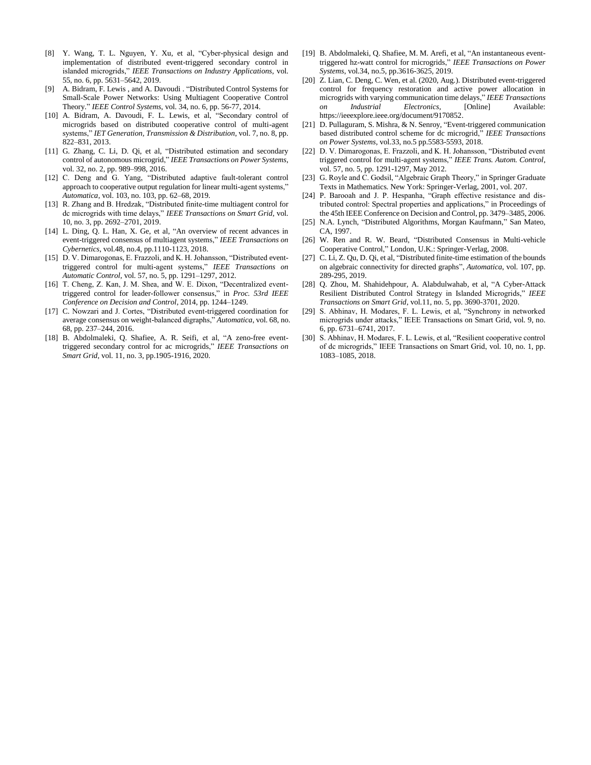[8] Y. Wang, T. L. Nguyen, Y. Xu, et al, "Cyber-physical design and implementation of distributed event-triggered secondary control in islanded microgrids," *IEEE Transactions on Industry Applications*, vol. 55, no. 6, pp. 5631–5642, 2019.

[9] A. Bidram, F. Lewis , and A. Davoudi . "Distributed Control Systems for Small-Scale Power Networks: Using Multiagent Cooperative Control Theory." *IEEE Control Systems*, vol. 34, no. 6, pp. 56-77, 2014.

[10] A. Bidram, A. Davoudi, F. L. Lewis, et al, "Secondary control of microgrids based on distributed cooperative control of multi-agent systems," *IET Generation, Transmission & Distribution*, vol. 7, no. 8, pp. 822–831, 2013.

[11] G. Zhang, C. Li, D. Qi, et al, "Distributed estimation and secondary control of autonomous microgrid," *IEEE Transactions on Power Systems*, vol. 32, no. 2, pp. 989–998, 2016.

[12] C. Deng and G. Yang, "Distributed adaptive fault-tolerant control approach to cooperative output regulation for linear multi-agent systems," *Automatica*, vol. 103, no. 103, pp. 62–68, 2019.

[13] R. Zhang and B. Hredzak, "Distributed finite-time multiagent control for dc microgrids with time delays," *IEEE Transactions on Smart Grid*, vol. 10, no. 3, pp. 2692–2701, 2019.

[14] L. Ding, Q. L. Han, X. Ge, et al, "An overview of recent advances in event-triggered consensus of multiagent systems," *IEEE Transactions on Cybernetics*, vol.48, no.4, pp.1110-1123, 2018.

[15] D. V. Dimarogonas, E. Frazzoli, and K. H. Johansson, "Distributed event-triggered control for multi-agent systems," *IEEE Transactions on Automatic Control*, vol. 57, no. 5, pp. 1291–1297, 2012.

[16] T. Cheng, Z. Kan, J. M. Shea, and W. E. Dixon, "Decentralized event-triggered control for leader-follower consensus," in *Proc. 53rd IEEE Conference on Decision and Control*, 2014, pp. 1244–1249.

[17] C. Nowzari and J. Cortes, "Distributed event-triggered coordination for average consensus on weight-balanced digraphs," *Automatica*, vol. 68, no. 68, pp. 237–244, 2016.

[18] B. Abdolmaleki, Q. Shafiee, A. R. Seifi, et al, "A zeno-free event-triggered secondary control for ac microgrids," *IEEE Transactions on Smart Grid*, vol. 11, no. 3, pp.1905-1916, 2020.

[19] B. Abdolmaleki, Q. Shafiee, M. M. Arefi, et al, "An instantaneous event-triggered hz-watt control for microgrids," *IEEE Transactions on Power Systems*, vol.34, no.5, pp.3616-3625, 2019.

[20] Z. Lian, C. Deng, C. Wen, et al. (2020, Aug.). Distributed event-triggered control for frequency restoration and active power allocation in microgrids with varying communication time delays," *IEEE Transactions on Industrial Electronics*, [Online] Available: https://ieeexplore.ieee.org/document/9170852.

[21] D. Pullaguram, S. Mishra, & N. Senroy, "Event-triggered communication based distributed control scheme for dc microgrid," *IEEE Transactions on Power Systems*, vol.33, no.5 pp.5583-5593, 2018.

[22] D. V. Dimarogonas, E. Frazzoli, and K. H. Johansson, "Distributed event triggered control for multi-agent systems," *IEEE Trans. Autom. Control*, vol. 57, no. 5, pp. 1291-1297, May 2012.

[23] G. Royle and C. Godsil, "Algebraic Graph Theory," in Springer Graduate Texts in Mathematics. New York: Springer-Verlag, 2001, vol. 207.

[24] P. Barooah and J. P. Hespanha, "Graph effective resistance and distributed control: Spectral properties and applications," in Proceedings of the 45th IEEE Conference on Decision and Control, pp. 3479–3485, 2006.

[25] N.A. Lynch, "Distributed Algorithms, Morgan Kaufmann," San Mateo, CA, 1997.

[26] W. Ren and R. W. Beard, "Distributed Consensus in Multi-vehicle Cooperative Control," London, U.K.: Springer-Verlag, 2008.

[27] C. Li, Z. Qu, D. Qi, et al, "Distributed finite-time estimation of the bounds on algebraic connectivity for directed graphs", *Automatica*, vol. 107, pp. 289-295, 2019.

[28] Q. Zhou, M. Shahidehpour, A. Alabdulwahab, et al, "A Cyber-Attack Resilient Distributed Control Strategy in Islanded Microgrids," *IEEE Transactions on Smart Grid*, vol.11, no. 5, pp. 3690-3701, 2020.

[29] S. Abhinav, H. Modares, F. L. Lewis, et al, "Synchrony in networked microgrids under attacks," IEEE Transactions on Smart Grid, vol. 9, no. 6, pp. 6731–6741, 2017.

[30] S. Abhinav, H. Modares, F. L. Lewis, et al, "Resilient cooperative control of dc microgrids," IEEE Transactions on Smart Grid, vol. 10, no. 1, pp. 1083–1085, 2018.